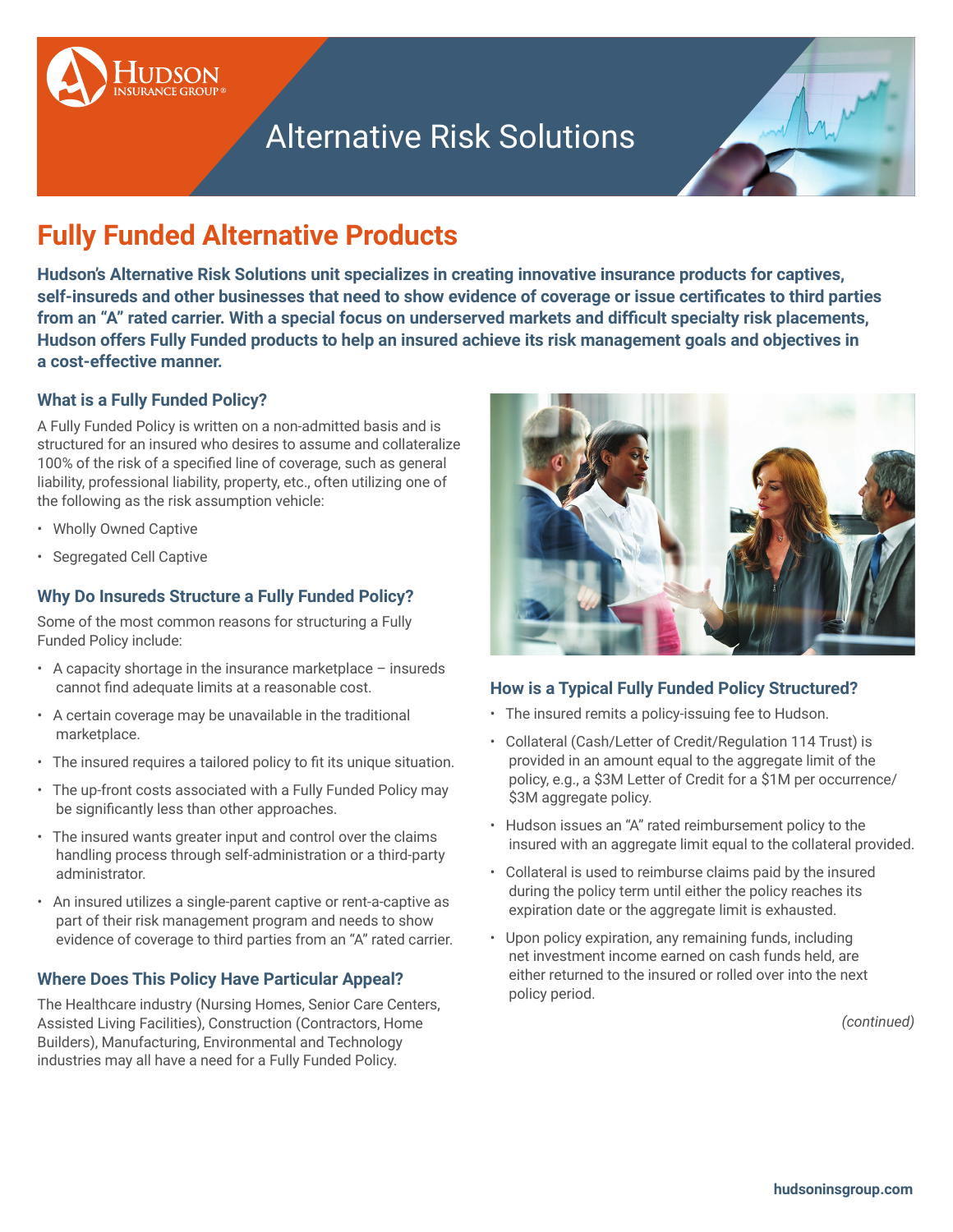# Alternative Risk Solutions

## Fully Funded Alternative Products

**Hudson's Alternative Risk Solutions unit specializes in creating innovative insurance products for captives, self-insureds and other businesses that need to show evidence of coverage or issue certificates to third parties from an "A" rated carrier. With a special focus on underserved markets and difficult specialty risk placements, Hudson offers Fully Funded products to help an insured achieve its risk management goals and objectives in a cost-effective manner.**

### What is a Fully Funded Policy?

A Fully Funded Policy is written on a non-admitted basis and is structured for an insured who desires to assume and collateralize 100% of the risk of a specified line of coverage, such as general liability, professional liability, property, etc., often utilizing one of the following as the risk assumption vehicle:

- Wholly Owned Captive
- Segregated Cell Captive

### Why Do Insureds Structure a Fully Funded Policy?

Some of the most common reasons for structuring a Fully Funded Policy include:

- A capacity shortage in the insurance marketplace – insureds cannot find adequate limits at a reasonable cost.
- A certain coverage may be unavailable in the traditional marketplace.
- The insured requires a tailored policy to fit its unique situation.
- The up-front costs associated with a Fully Funded Policy may be significantly less than other approaches.
- The insured wants greater input and control over the claims handling process through self-administration or a third-party administrator.
- An insured utilizes a single-parent captive or rent-a-captive as part of their risk management program and needs to show evidence of coverage to third parties from an "A" rated carrier.

### Where Does This Policy Have Particular Appeal?

The Healthcare industry (Nursing Homes, Senior Care Centers, Assisted Living Facilities), Construction (Contractors, Home Builders), Manufacturing, Environmental and Technology industries may all have a need for a Fully Funded Policy.

### How is a Typical Fully Funded Policy Structured?

- The insured remits a policy-issuing fee to Hudson.
- Collateral (Cash/Letter of Credit/Regulation 114 Trust) is provided in an amount equal to the aggregate limit of the policy, e.g., a $3M Letter of Credit for a $1M per occurrence/ $3M aggregate policy.
- Hudson issues an "A" rated reimbursement policy to the insured with an aggregate limit equal to the collateral provided.
- Collateral is used to reimburse claims paid by the insured during the policy term until either the policy reaches its expiration date or the aggregate limit is exhausted.
- Upon policy expiration, any remaining funds, including net investment income earned on cash funds held, are either returned to the insured or rolled over into the next policy period.

*(continued)*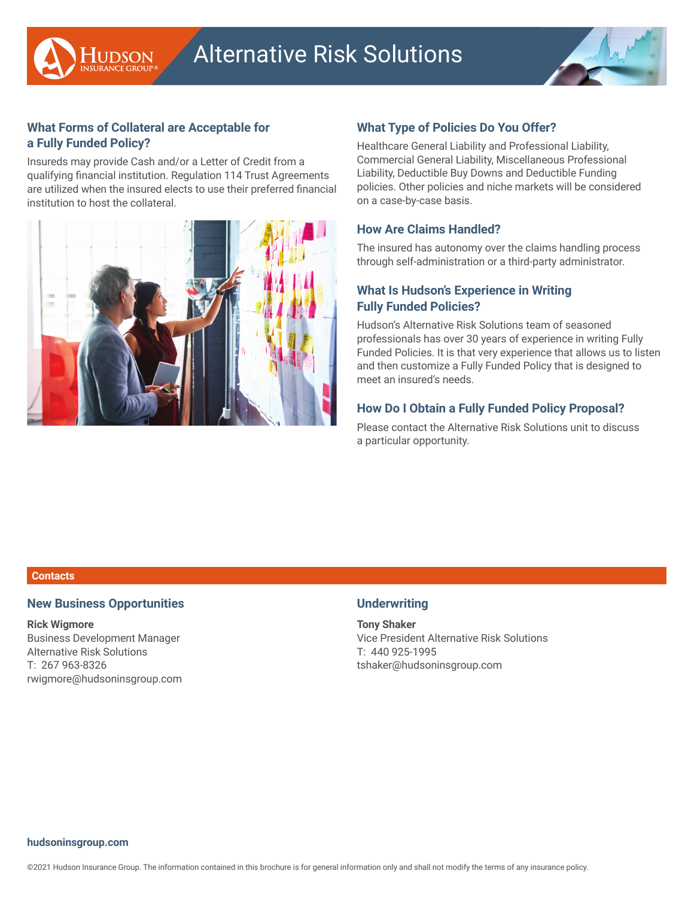# Alternative Risk Solutions

## What Forms of Collateral are Acceptable for a Fully Funded Policy?

Insureds may provide Cash and/or a Letter of Credit from a qualifying financial institution. Regulation 114 Trust Agreements are utilized when the insured elects to use their preferred financial institution to host the collateral.

## What Type of Policies Do You Offer?

Healthcare General Liability and Professional Liability, Commercial General Liability, Miscellaneous Professional Liability, Deductible Buy Downs and Deductible Funding policies. Other policies and niche markets will be considered on a case-by-case basis.

## How Are Claims Handled?

The insured has autonomy over the claims handling process through self-administration or a third-party administrator.

## What Is Hudson's Experience in Writing Fully Funded Policies?

Hudson's Alternative Risk Solutions team of seasoned professionals has over 30 years of experience in writing Fully Funded Policies. It is that very experience that allows us to listen and then customize a Fully Funded Policy that is designed to meet an insured's needs.

## How Do I Obtain a Fully Funded Policy Proposal?

Please contact the Alternative Risk Solutions unit to discuss a particular opportunity.

## Contacts

### New Business Opportunities

**Rick Wigmore**
Business Development Manager
Alternative Risk Solutions
T: 267 963-8326
rwigmore@hudsoninsgroup.com

### Underwriting

**Tony Shaker**
Vice President Alternative Risk Solutions
T: 440 925-1995
tshaker@hudsoninsgroup.com

**hudsoninsgroup.com**

©2021 Hudson Insurance Group. The information contained in this brochure is for general information only and shall not modify the terms of any insurance policy.